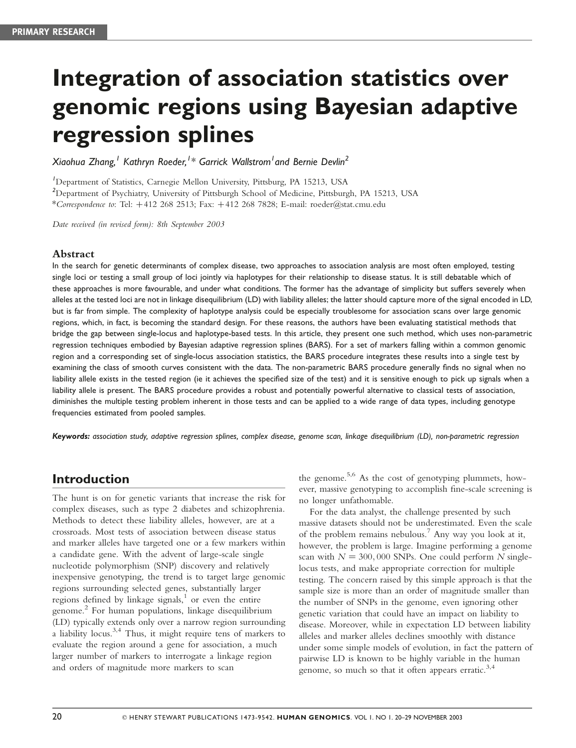PRIMARY RESEARCH

# Integration of association statistics over genomic regions using Bayesian adaptive regression splines

*Xiaohua Zhang,[1] Kathryn Roeder,[1]* Garrick Wallstrom[1] and Bernie Devlin[2]*

[1]Department of Statistics, Carnegie Mellon University, Pittsburg, PA 15213, USA

[2]Department of Psychiatry, University of Pittsburgh School of Medicine, Pittsburgh, PA 15213, USA

*Correspondence to: Tel: +412 268 2513; Fax: +412 268 7828; E-mail: roeder@stat.cmu.edu

*Date received (in revised form): 8th September 2003*

## Abstract

In the search for genetic determinants of complex disease, two approaches to association analysis are most often employed, testing single loci or testing a small group of loci jointly via haplotypes for their relationship to disease status. It is still debatable which of these approaches is more favourable, and under what conditions. The former has the advantage of simplicity but suffers severely when alleles at the tested loci are not in linkage disequilibrium (LD) with liability alleles; the latter should capture more of the signal encoded in LD, but is far from simple. The complexity of haplotype analysis could be especially troublesome for association scans over large genomic regions, which, in fact, is becoming the standard design. For these reasons, the authors have been evaluating statistical methods that bridge the gap between single-locus and haplotype-based tests. In this article, they present one such method, which uses non-parametric regression techniques embodied by Bayesian adaptive regression splines (BARS). For a set of markers falling within a common genomic region and a corresponding set of single-locus association statistics, the BARS procedure integrates these results into a single test by examining the class of smooth curves consistent with the data. The non-parametric BARS procedure generally finds no signal when no liability allele exists in the tested region (ie it achieves the specified size of the test) and it is sensitive enough to pick up signals when a liability allele is present. The BARS procedure provides a robust and potentially powerful alternative to classical tests of association, diminishes the multiple testing problem inherent in those tests and can be applied to a wide range of data types, including genotype frequencies estimated from pooled samples.

***Keywords:** association study, adaptive regression splines, complex disease, genome scan, linkage disequilibrium (LD), non-parametric regression*

## Introduction

The hunt is on for genetic variants that increase the risk for complex diseases, such as type 2 diabetes and schizophrenia. Methods to detect these liability alleles, however, are at a crossroads. Most tests of association between disease status and marker alleles have targeted one or a few markers within a candidate gene. With the advent of large-scale single nucleotide polymorphism (SNP) discovery and relatively inexpensive genotyping, the trend is to target large genomic regions surrounding selected genes, substantially larger regions defined by linkage signals,[1] or even the entire genome.[2] For human populations, linkage disequilibrium (LD) typically extends only over a narrow region surrounding a liability locus.[3,4] Thus, it might require tens of markers to evaluate the region around a gene for association, a much larger number of markers to interrogate a linkage region and orders of magnitude more markers to scan the genome.[5,6] As the cost of genotyping plummets, however, massive genotyping to accomplish fine-scale screening is no longer unfathomable.

For the data analyst, the challenge presented by such massive datasets should not be underestimated. Even the scale of the problem remains nebulous.[7] Any way you look at it, however, the problem is large. Imagine performing a genome scan with $N = 300,000$ SNPs. One could perform $N$ single-locus tests, and make appropriate correction for multiple testing. The concern raised by this simple approach is that the sample size is more than an order of magnitude smaller than the number of SNPs in the genome, even ignoring other genetic variation that could have an impact on liability to disease. Moreover, while in expectation LD between liability alleles and marker alleles declines smoothly with distance under some simple models of evolution, in fact the pattern of pairwise LD is known to be highly variable in the human genome, so much so that it often appears erratic.[3,4]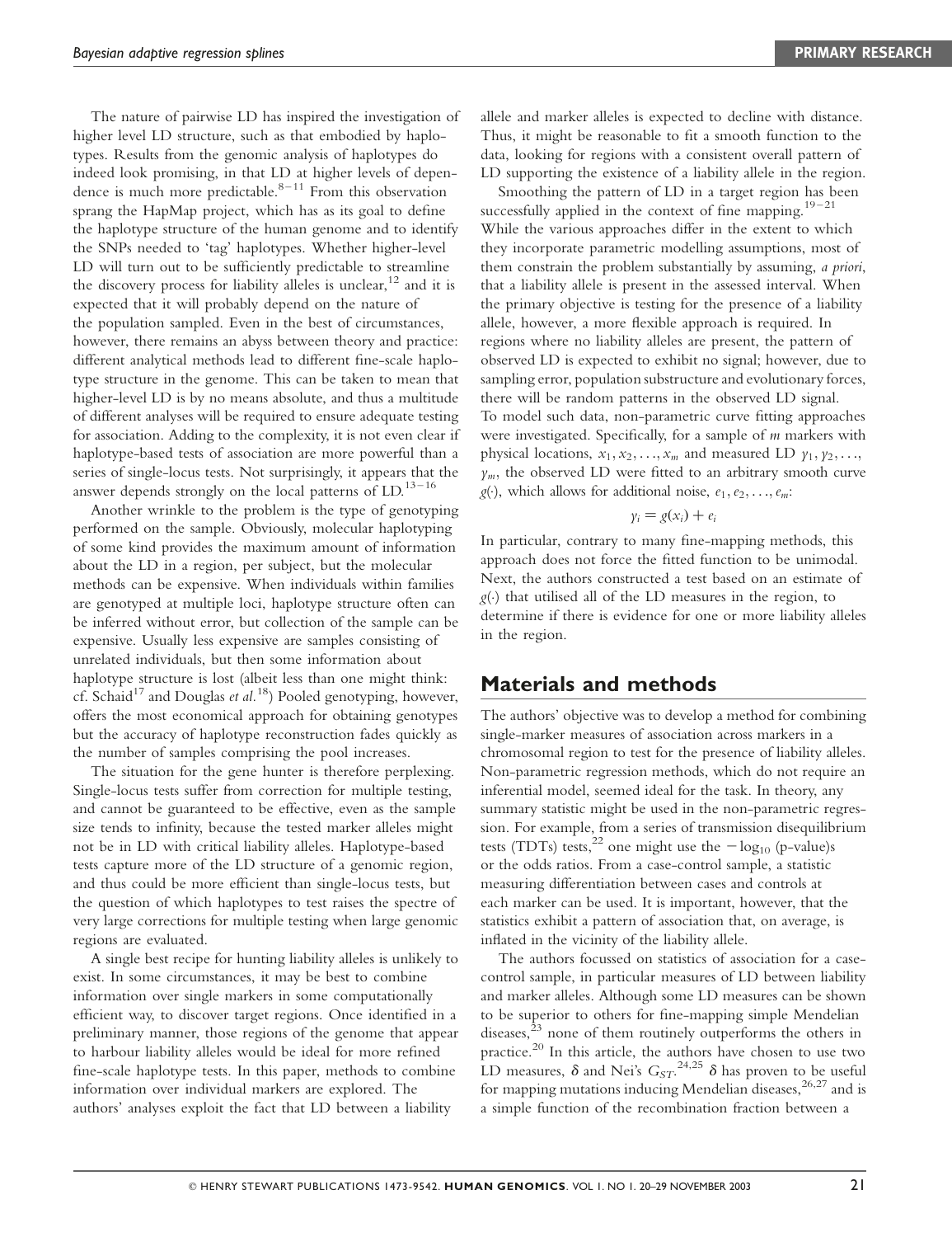The nature of pairwise LD has inspired the investigation of higher level LD structure, such as that embodied by haplotypes. Results from the genomic analysis of haplotypes do indeed look promising, in that LD at higher levels of dependence is much more predictable.[8–11] From this observation sprang the HapMap project, which has as its goal to define the haplotype structure of the human genome and to identify the SNPs needed to 'tag' haplotypes. Whether higher-level LD will turn out to be sufficiently predictable to streamline the discovery process for liability alleles is unclear,[12] and it is expected that it will probably depend on the nature of the population sampled. Even in the best of circumstances, however, there remains an abyss between theory and practice: different analytical methods lead to different fine-scale haplotype structure in the genome. This can be taken to mean that higher-level LD is by no means absolute, and thus a multitude of different analyses will be required to ensure adequate testing for association. Adding to the complexity, it is not even clear if haplotype-based tests of association are more powerful than a series of single-locus tests. Not surprisingly, it appears that the answer depends strongly on the local patterns of LD.[13–16]

Another wrinkle to the problem is the type of genotyping performed on the sample. Obviously, molecular haplotyping of some kind provides the maximum amount of information about the LD in a region, per subject, but the molecular methods can be expensive. When individuals within families are genotyped at multiple loci, haplotype structure often can be inferred without error, but collection of the sample can be expensive. Usually less expensive are samples consisting of unrelated individuals, but then some information about haplotype structure is lost (albeit less than one might think: cf. Schaid[17] and Douglas *et al.*[18]) Pooled genotyping, however, offers the most economical approach for obtaining genotypes but the accuracy of haplotype reconstruction fades quickly as the number of samples comprising the pool increases.

The situation for the gene hunter is therefore perplexing. Single-locus tests suffer from correction for multiple testing, and cannot be guaranteed to be effective, even as the sample size tends to infinity, because the tested marker alleles might not be in LD with critical liability alleles. Haplotype-based tests capture more of the LD structure of a genomic region, and thus could be more efficient than single-locus tests, but the question of which haplotypes to test raises the spectre of very large corrections for multiple testing when large genomic regions are evaluated.

A single best recipe for hunting liability alleles is unlikely to exist. In some circumstances, it may be best to combine information over single markers in some computationally efficient way, to discover target regions. Once identified in a preliminary manner, those regions of the genome that appear to harbour liability alleles would be ideal for more refined fine-scale haplotype tests. In this paper, methods to combine information over individual markers are explored. The authors' analyses exploit the fact that LD between a liability allele and marker alleles is expected to decline with distance. Thus, it might be reasonable to fit a smooth function to the data, looking for regions with a consistent overall pattern of LD supporting the existence of a liability allele in the region.

Smoothing the pattern of LD in a target region has been successfully applied in the context of fine mapping.[19–21] While the various approaches differ in the extent to which they incorporate parametric modelling assumptions, most of them constrain the problem substantially by assuming, *a priori*, that a liability allele is present in the assessed interval. When the primary objective is testing for the presence of a liability allele, however, a more flexible approach is required. In regions where no liability alleles are present, the pattern of observed LD is expected to exhibit no signal; however, due to sampling error, population substructure and evolutionary forces, there will be random patterns in the observed LD signal. To model such data, non-parametric curve fitting approaches were investigated. Specifically, for a sample of $m$ markers with physical locations, $x_1, x_2, \ldots, x_m$ and measured LD $y_1, y_2, \ldots, y_m$, the observed LD were fitted to an arbitrary smooth curve $g(\cdot)$, which allows for additional noise, $e_1, e_2, \ldots, e_m$:

$$y_i = g(x_i) + e_i$$

In particular, contrary to many fine-mapping methods, this approach does not force the fitted function to be unimodal. Next, the authors constructed a test based on an estimate of $g(\cdot)$ that utilised all of the LD measures in the region, to determine if there is evidence for one or more liability alleles in the region.

## Materials and methods

The authors' objective was to develop a method for combining single-marker measures of association across markers in a chromosomal region to test for the presence of liability alleles. Non-parametric regression methods, which do not require an inferential model, seemed ideal for the task. In theory, any summary statistic might be used in the non-parametric regression. For example, from a series of transmission disequilibrium tests (TDTs) tests,[22] one might use the $-\log_{10}$ (p-value)s or the odds ratios. From a case-control sample, a statistic measuring differentiation between cases and controls at each marker can be used. It is important, however, that the statistics exhibit a pattern of association that, on average, is inflated in the vicinity of the liability allele.

The authors focussed on statistics of association for a case-control sample, in particular measures of LD between liability and marker alleles. Although some LD measures can be shown to be superior to others for fine-mapping simple Mendelian diseases,[23] none of them routinely outperforms the others in practice.[20] In this article, the authors have chosen to use two LD measures, $\delta$ and Nei's $G_{ST}$.[24,25] $\delta$ has proven to be useful for mapping mutations inducing Mendelian diseases,[26,27] and is a simple function of the recombination fraction between a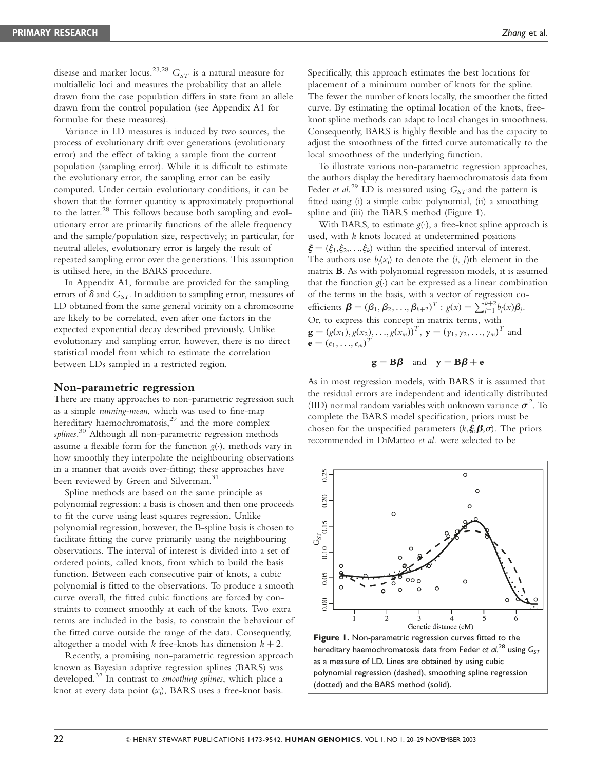disease and marker locus.[23,28] $G_{ST}$ is a natural measure for multiallelic loci and measures the probability that an allele drawn from the case population differs in state from an allele drawn from the control population (see Appendix A1 for formulae for these measures).

Variance in LD measures is induced by two sources, the process of evolutionary drift over generations (evolutionary error) and the effect of taking a sample from the current population (sampling error). While it is difficult to estimate the evolutionary error, the sampling error can be easily computed. Under certain evolutionary conditions, it can be shown that the former quantity is approximately proportional to the latter.[28] This follows because both sampling and evolutionary error are primarily functions of the allele frequency and the sample/population size, respectively; in particular, for neutral alleles, evolutionary error is largely the result of repeated sampling error over the generations. This assumption is utilised here, in the BARS procedure.

In Appendix A1, formulae are provided for the sampling errors of $\delta$ and $G_{ST}$. In addition to sampling error, measures of LD obtained from the same general vicinity on a chromosome are likely to be correlated, even after one factors in the expected exponential decay described previously. Unlike evolutionary and sampling error, however, there is no direct statistical model from which to estimate the correlation between LDs sampled in a restricted region.

## Non-parametric regression

There are many approaches to non-parametric regression such as a simple *running-mean*, which was used to fine-map hereditary haemochromatosis,[29] and the more complex *splines*.[30] Although all non-parametric regression methods assume a flexible form for the function $g(\cdot)$, methods vary in how smoothly they interpolate the neighbouring observations in a manner that avoids over-fitting; these approaches have been reviewed by Green and Silverman.[31]

Spline methods are based on the same principle as polynomial regression: a basis is chosen and then one proceeds to fit the curve using least squares regression. Unlike polynomial regression, however, the B-spline basis is chosen to facilitate fitting the curve primarily using the neighbouring observations. The interval of interest is divided into a set of ordered points, called knots, from which to build the basis function. Between each consecutive pair of knots, a cubic polynomial is fitted to the observations. To produce a smooth curve overall, the fitted cubic functions are forced by constraints to connect smoothly at each of the knots. Two extra terms are included in the basis, to constrain the behaviour of the fitted curve outside the range of the data. Consequently, altogether a model with $k$ free-knots has dimension $k+2$.

Recently, a promising non-parametric regression approach known as Bayesian adaptive regression splines (BARS) was developed.[32] In contrast to *smoothing splines*, which place a knot at every data point ($x_i$), BARS uses a free-knot basis. Specifically, this approach estimates the best locations for placement of a minimum number of knots for the spline. The fewer the number of knots locally, the smoother the fitted curve. By estimating the optimal location of the knots, free-knot spline methods can adapt to local changes in smoothness. Consequently, BARS is highly flexible and has the capacity to adjust the smoothness of the fitted curve automatically to the local smoothness of the underlying function.

To illustrate various non-parametric regression approaches, the authors display the hereditary haemochromatosis data from Feder *et al.*[29] LD is measured using $G_{ST}$ and the pattern is fitted using (i) a simple cubic polynomial, (ii) a smoothing spline and (iii) the BARS method (Figure 1).

With BARS, to estimate $g(\cdot)$, a free-knot spline approach is used, with $k$ knots located at undetermined positions $\boldsymbol{\xi} = (\xi_1, \xi_2, \ldots, \xi_k)$ within the specified interval of interest. The authors use $b_j(x_i)$ to denote the $(i, j)$th element in the matrix $\mathbf{B}$. As with polynomial regression models, it is assumed that the function $g(\cdot)$ can be expressed as a linear combination of the terms in the basis, with a vector of regression coefficients $\boldsymbol{\beta} = (\beta_1, \beta_2, \ldots, \beta_{k+2})^T : g(x) = \sum_{j=1}^{k+2} b_j(x)\beta_j$. Or, to express this concept in matrix terms, with $\mathbf{g} = (g(x_1), g(x_2), \ldots, g(x_m))^T$, $\mathbf{y} = (y_1, y_2, \ldots, y_m)^T$ and $\mathbf{e} = (e_1, \ldots, e_m)^T$

$$\mathbf{g} = \mathbf{B}\boldsymbol{\beta} \quad \text{and} \quad \mathbf{y} = \mathbf{B}\boldsymbol{\beta} + \mathbf{e}$$

As in most regression models, with BARS it is assumed that the residual errors are independent and identically distributed (IID) normal random variables with unknown variance $\sigma^2$. To complete the BARS model specification, priors must be chosen for the unspecified parameters $(k, \boldsymbol{\xi}, \boldsymbol{\beta}, \sigma)$. The priors recommended in DiMatteo *et al.* were selected to be

**Figure 1.** Non-parametric regression curves fitted to the hereditary haemochromatosis data from Feder *et al.*[28] using $G_{ST}$ as a measure of LD. Lines are obtained by using cubic polynomial regression (dashed), smoothing spline regression (dotted) and the BARS method (solid).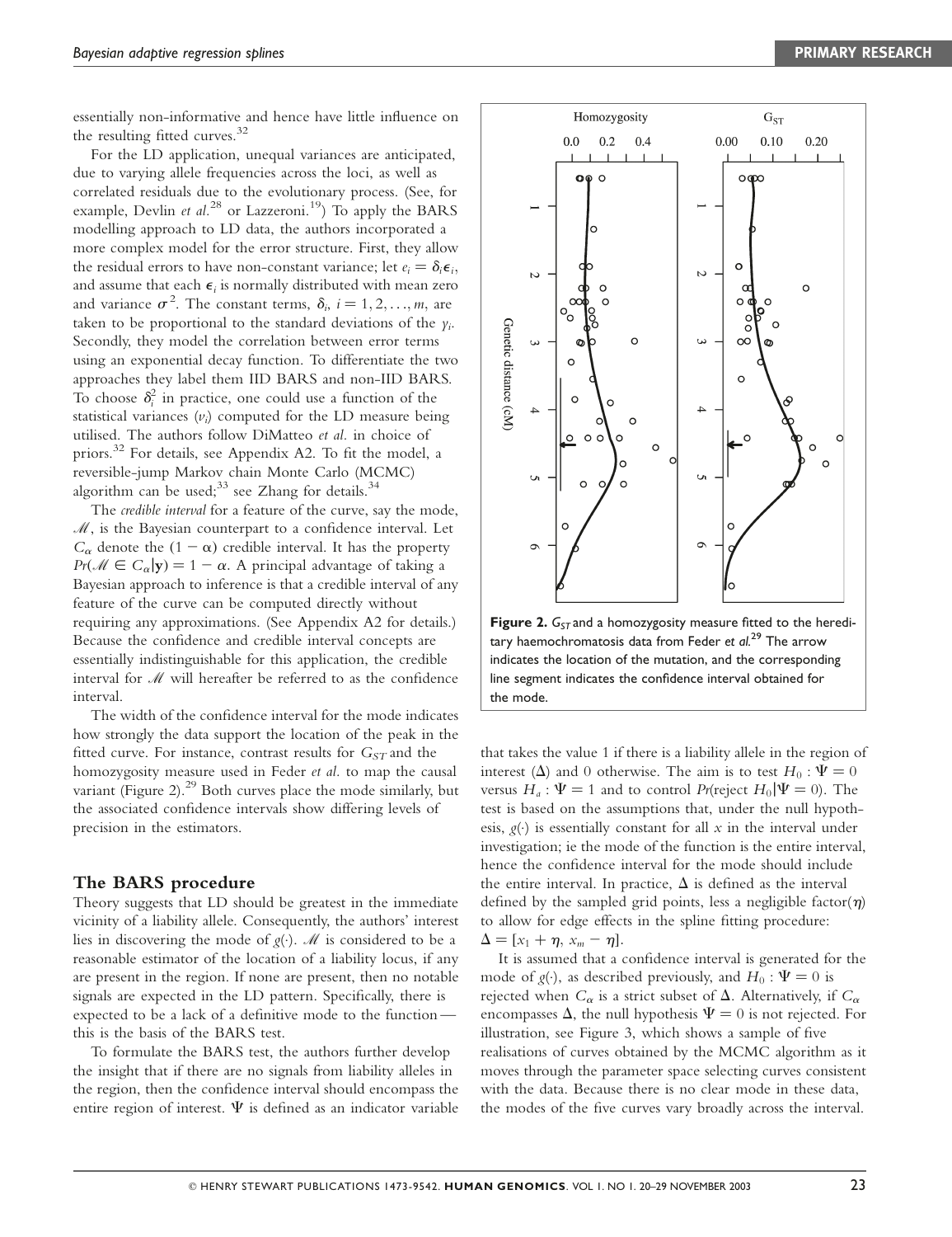essentially non-informative and hence have little influence on the resulting fitted curves.[32]

For the LD application, unequal variances are anticipated, due to varying allele frequencies across the loci, as well as correlated residuals due to the evolutionary process. (See, for example, Devlin *et al.*[28] or Lazzeroni.[19]) To apply the BARS modelling approach to LD data, the authors incorporated a more complex model for the error structure. First, they allow the residual errors to have non-constant variance; let $e_i = \delta_i \epsilon_i$, and assume that each $\epsilon_i$ is normally distributed with mean zero and variance $\sigma^2$. The constant terms, $\delta_i$, $i = 1, 2, \ldots, m$, are taken to be proportional to the standard deviations of the $y_i$. Secondly, they model the correlation between error terms using an exponential decay function. To differentiate the two approaches they label them IID BARS and non-IID BARS. To choose $\delta_i^2$ in practice, one could use a function of the statistical variances ($v_i$) computed for the LD measure being utilised. The authors follow DiMatteo *et al.* in choice of priors.[32] For details, see Appendix A2. To fit the model, a reversible-jump Markov chain Monte Carlo (MCMC) algorithm can be used;[33] see Zhang for details.[34]

The *credible interval* for a feature of the curve, say the mode, $\mathcal{M}$, is the Bayesian counterpart to a confidence interval. Let $C_\alpha$ denote the $(1 - \alpha)$ credible interval. It has the property $Pr(\mathcal{M} \in C_\alpha | \mathbf{y}) = 1 - \alpha$. A principal advantage of taking a Bayesian approach to inference is that a credible interval of any feature of the curve can be computed directly without requiring any approximations. (See Appendix A2 for details.) Because the confidence and credible interval concepts are essentially indistinguishable for this application, the credible interval for $\mathcal{M}$ will hereafter be referred to as the confidence interval.

The width of the confidence interval for the mode indicates how strongly the data support the location of the peak in the fitted curve. For instance, contrast results for $G_{ST}$ and the homozygosity measure used in Feder *et al.* to map the causal variant (Figure 2).[29] Both curves place the mode similarly, but the associated confidence intervals show differing levels of precision in the estimators.

**Figure 2.** $G_{ST}$ and a homozygosity measure fitted to the hereditary haemochromatosis data from Feder *et al.*[29] The arrow indicates the location of the mutation, and the corresponding line segment indicates the confidence interval obtained for the mode.

## The BARS procedure

Theory suggests that LD should be greatest in the immediate vicinity of a liability allele. Consequently, the authors' interest lies in discovering the mode of $g(\cdot)$. $\mathcal{M}$ is considered to be a reasonable estimator of the location of a liability locus, if any are present in the region. If none are present, then no notable signals are expected in the LD pattern. Specifically, there is expected to be a lack of a definitive mode to the function — this is the basis of the BARS test.

To formulate the BARS test, the authors further develop the insight that if there are no signals from liability alleles in the region, then the confidence interval should encompass the entire region of interest. $\Psi$ is defined as an indicator variable that takes the value 1 if there is a liability allele in the region of interest ($\Delta$) and 0 otherwise. The aim is to test $H_0 : \Psi = 0$ versus $H_a : \Psi = 1$ and to control $Pr(\text{reject } H_0 | \Psi = 0)$. The test is based on the assumptions that, under the null hypothesis, $g(\cdot)$ is essentially constant for all $x$ in the interval under investigation; ie the mode of the function is the entire interval, hence the confidence interval for the mode should include the entire interval. In practice, $\Delta$ is defined as the interval defined by the sampled grid points, less a negligible factor($\eta$) to allow for edge effects in the spline fitting procedure: $\Delta = [x_1 + \eta, x_m - \eta]$.

It is assumed that a confidence interval is generated for the mode of $g(\cdot)$, as described previously, and $H_0 : \Psi = 0$ is rejected when $C_\alpha$ is a strict subset of $\Delta$. Alternatively, if $C_\alpha$ encompasses $\Delta$, the null hypothesis $\Psi = 0$ is not rejected. For illustration, see Figure 3, which shows a sample of five realisations of curves obtained by the MCMC algorithm as it moves through the parameter space selecting curves consistent with the data. Because there is no clear mode in these data, the modes of the five curves vary broadly across the interval.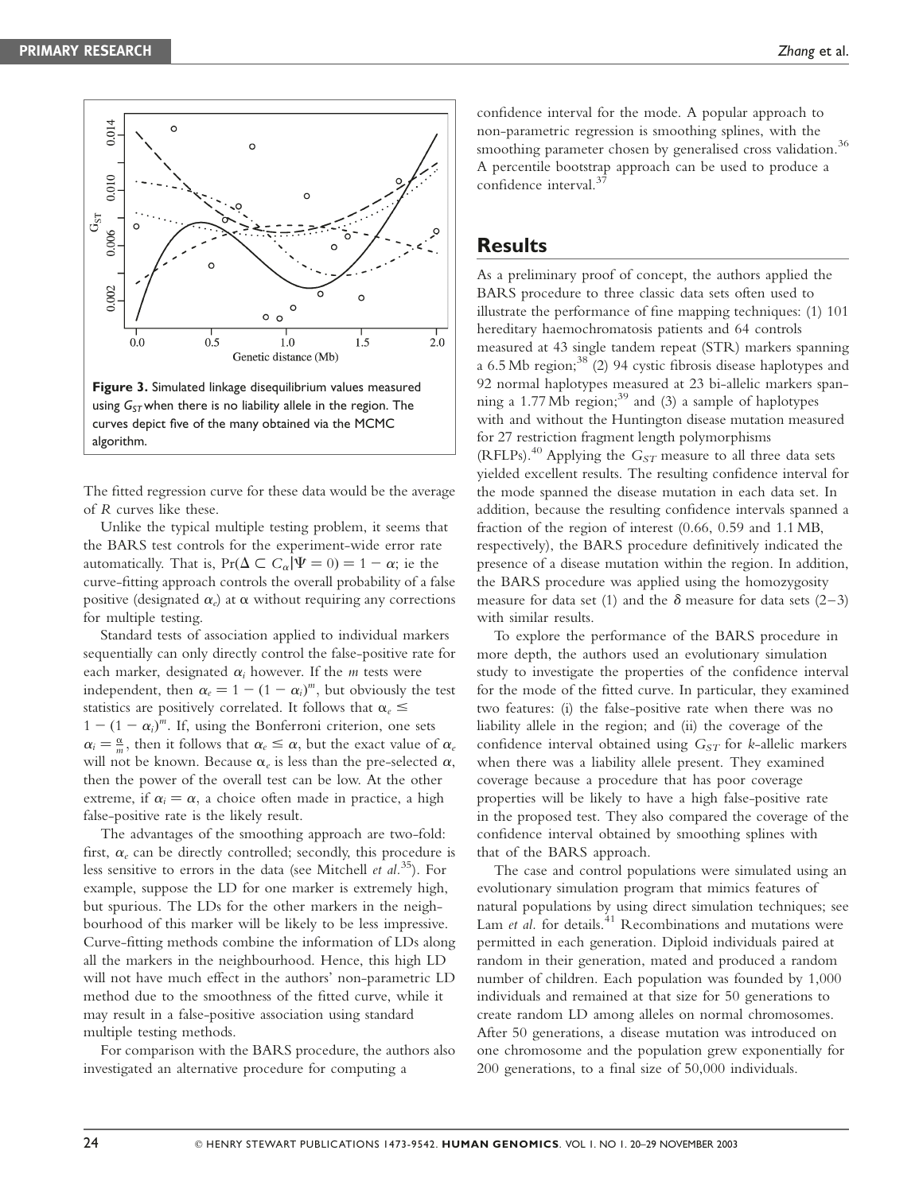Figure 3. Simulated linkage disequilibrium values measured using $G_{ST}$ when there is no liability allele in the region. The curves depict five of the many obtained via the MCMC algorithm.

The fitted regression curve for these data would be the average of $R$ curves like these.

Unlike the typical multiple testing problem, it seems that the BARS test controls for the experiment-wide error rate automatically. That is, $\Pr(\Delta \subset C_\alpha | \Psi = 0) = 1 - \alpha$; ie the curve-fitting approach controls the overall probability of a false positive (designated $\alpha_e$) at $\alpha$ without requiring any corrections for multiple testing.

Standard tests of association applied to individual markers sequentially can only directly control the false-positive rate for each marker, designated $\alpha_i$ however. If the $m$ tests were independent, then $\alpha_e = 1 - (1 - \alpha_i)^m$, but obviously the test statistics are positively correlated. It follows that $\alpha_e \leq 1 - (1 - \alpha_i)^m$. If, using the Bonferroni criterion, one sets $\alpha_i = \frac{\alpha}{m}$, then it follows that $\alpha_e \leq \alpha$, but the exact value of $\alpha_e$ will not be known. Because $\alpha_e$ is less than the pre-selected $\alpha$, then the power of the overall test can be low. At the other extreme, if $\alpha_i = \alpha$, a choice often made in practice, a high false-positive rate is the likely result.

The advantages of the smoothing approach are two-fold: first, $\alpha_e$ can be directly controlled; secondly, this procedure is less sensitive to errors in the data (see Mitchell *et al.*[35]). For example, suppose the LD for one marker is extremely high, but spurious. The LDs for the other markers in the neighbourhood of this marker will be likely to be less impressive. Curve-fitting methods combine the information of LDs along all the markers in the neighbourhood. Hence, this high LD will not have much effect in the authors' non-parametric LD method due to the smoothness of the fitted curve, while it may result in a false-positive association using standard multiple testing methods.

For comparison with the BARS procedure, the authors also investigated an alternative procedure for computing a confidence interval for the mode. A popular approach to non-parametric regression is smoothing splines, with the smoothing parameter chosen by generalised cross validation.[36] A percentile bootstrap approach can be used to produce a confidence interval.[37]

## Results

As a preliminary proof of concept, the authors applied the BARS procedure to three classic data sets often used to illustrate the performance of fine mapping techniques: (1) 101 hereditary haemochromatosis patients and 64 controls measured at 43 single tandem repeat (STR) markers spanning a 6.5 Mb region;[38] (2) 94 cystic fibrosis disease haplotypes and 92 normal haplotypes measured at 23 bi-allelic markers spanning a 1.77 Mb region;[39] and (3) a sample of haplotypes with and without the Huntington disease mutation measured for 27 restriction fragment length polymorphisms (RFLPs).[40] Applying the $G_{ST}$ measure to all three data sets yielded excellent results. The resulting confidence interval for the mode spanned the disease mutation in each data set. In addition, because the resulting confidence intervals spanned a fraction of the region of interest (0.66, 0.59 and 1.1 MB, respectively), the BARS procedure definitively indicated the presence of a disease mutation within the region. In addition, the BARS procedure was applied using the homozygosity measure for data set (1) and the $\delta$ measure for data sets (2–3) with similar results.

To explore the performance of the BARS procedure in more depth, the authors used an evolutionary simulation study to investigate the properties of the confidence interval for the mode of the fitted curve. In particular, they examined two features: (i) the false-positive rate when there was no liability allele in the region; and (ii) the coverage of the confidence interval obtained using $G_{ST}$ for $k$-allelic markers when there was a liability allele present. They examined coverage because a procedure that has poor coverage properties will be likely to have a high false-positive rate in the proposed test. They also compared the coverage of the confidence interval obtained by smoothing splines with that of the BARS approach.

The case and control populations were simulated using an evolutionary simulation program that mimics features of natural populations by using direct simulation techniques; see Lam *et al.* for details.[41] Recombinations and mutations were permitted in each generation. Diploid individuals paired at random in their generation, mated and produced a random number of children. Each population was founded by 1,000 individuals and remained at that size for 50 generations to create random LD among alleles on normal chromosomes. After 50 generations, a disease mutation was introduced on one chromosome and the population grew exponentially for 200 generations, to a final size of 50,000 individuals.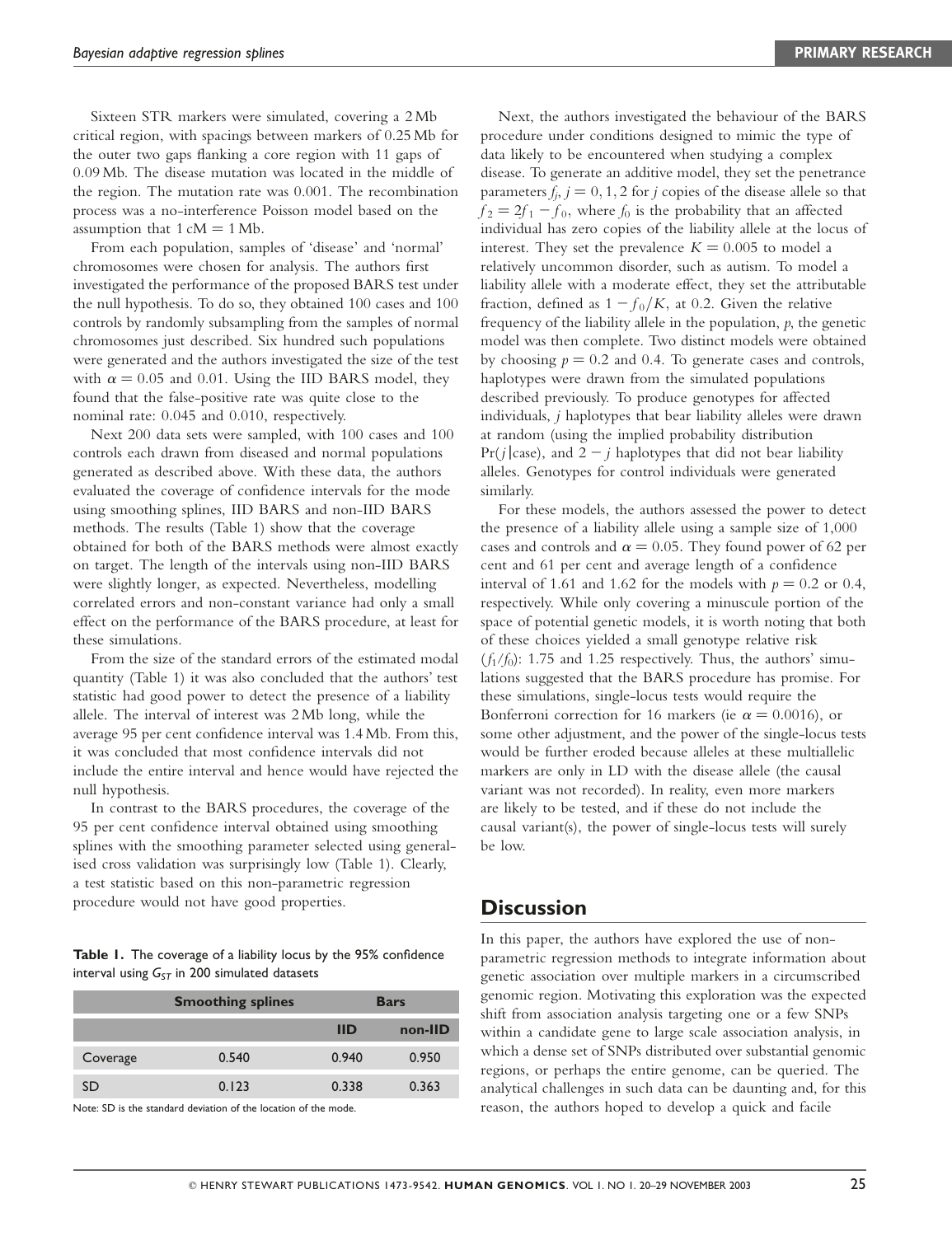Sixteen STR markers were simulated, covering a 2 Mb critical region, with spacings between markers of 0.25 Mb for the outer two gaps flanking a core region with 11 gaps of 0.09 Mb. The disease mutation was located in the middle of the region. The mutation rate was 0.001. The recombination process was a no-interference Poisson model based on the assumption that 1 cM = 1 Mb.

From each population, samples of 'disease' and 'normal' chromosomes were chosen for analysis. The authors first investigated the performance of the proposed BARS test under the null hypothesis. To do so, they obtained 100 cases and 100 controls by randomly subsampling from the samples of normal chromosomes just described. Six hundred such populations were generated and the authors investigated the size of the test with $\alpha = 0.05$ and 0.01. Using the IID BARS model, they found that the false-positive rate was quite close to the nominal rate: 0.045 and 0.010, respectively.

Next 200 data sets were sampled, with 100 cases and 100 controls each drawn from diseased and normal populations generated as described above. With these data, the authors evaluated the coverage of confidence intervals for the mode using smoothing splines, IID BARS and non-IID BARS methods. The results (Table 1) show that the coverage obtained for both of the BARS methods were almost exactly on target. The length of the intervals using non-IID BARS were slightly longer, as expected. Nevertheless, modelling correlated errors and non-constant variance had only a small effect on the performance of the BARS procedure, at least for these simulations.

From the size of the standard errors of the estimated modal quantity (Table 1) it was also concluded that the authors' test statistic had good power to detect the presence of a liability allele. The interval of interest was 2 Mb long, while the average 95 per cent confidence interval was 1.4 Mb. From this, it was concluded that most confidence intervals did not include the entire interval and hence would have rejected the null hypothesis.

In contrast to the BARS procedures, the coverage of the 95 per cent confidence interval obtained using smoothing splines with the smoothing parameter selected using generalised cross validation was surprisingly low (Table 1). Clearly, a test statistic based on this non-parametric regression procedure would not have good properties.

**Table 1.** The coverage of a liability locus by the 95% confidence interval using $G_{ST}$ in 200 simulated datasets

| | Smoothing splines | Bars | |
|---|---|---|---|
| | | IID | non-IID |
| Coverage | 0.540 | 0.940 | 0.950 |
| SD | 0.123 | 0.338 | 0.363 |

Note: SD is the standard deviation of the location of the mode.

Next, the authors investigated the behaviour of the BARS procedure under conditions designed to mimic the type of data likely to be encountered when studying a complex disease. To generate an additive model, they set the penetrance parameters $f_j$, $j = 0, 1, 2$ for $j$ copies of the disease allele so that $f_2 = 2f_1 - f_0$, where $f_0$ is the probability that an affected individual has zero copies of the liability allele at the locus of interest. They set the prevalence $K = 0.005$ to model a relatively uncommon disorder, such as autism. To model a liability allele with a moderate effect, they set the attributable fraction, defined as $1 - f_0/K$, at 0.2. Given the relative frequency of the liability allele in the population, $p$, the genetic model was then complete. Two distinct models were obtained by choosing $p = 0.2$ and 0.4. To generate cases and controls, haplotypes were drawn from the simulated populations described previously. To produce genotypes for affected individuals, $j$ haplotypes that bear liability alleles were drawn at random (using the implied probability distribution $\Pr(j|\text{case})$, and $2 - j$ haplotypes that did not bear liability alleles. Genotypes for control individuals were generated similarly.

For these models, the authors assessed the power to detect the presence of a liability allele using a sample size of 1,000 cases and controls and $\alpha = 0.05$. They found power of 62 per cent and 61 per cent and average length of a confidence interval of 1.61 and 1.62 for the models with $p = 0.2$ or 0.4, respectively. While only covering a minuscule portion of the space of potential genetic models, it is worth noting that both of these choices yielded a small genotype relative risk ($f_1/f_0$): 1.75 and 1.25 respectively. Thus, the authors' simulations suggested that the BARS procedure has promise. For these simulations, single-locus tests would require the Bonferroni correction for 16 markers (ie $\alpha = 0.0016$), or some other adjustment, and the power of the single-locus tests would be further eroded because alleles at these multiallelic markers are only in LD with the disease allele (the causal variant was not recorded). In reality, even more markers are likely to be tested, and if these do not include the causal variant(s), the power of single-locus tests will surely be low.

## Discussion

In this paper, the authors have explored the use of non-parametric regression methods to integrate information about genetic association over multiple markers in a circumscribed genomic region. Motivating this exploration was the expected shift from association analysis targeting one or a few SNPs within a candidate gene to large scale association analysis, in which a dense set of SNPs distributed over substantial genomic regions, or perhaps the entire genome, can be queried. The analytical challenges in such data can be daunting and, for this reason, the authors hoped to develop a quick and facile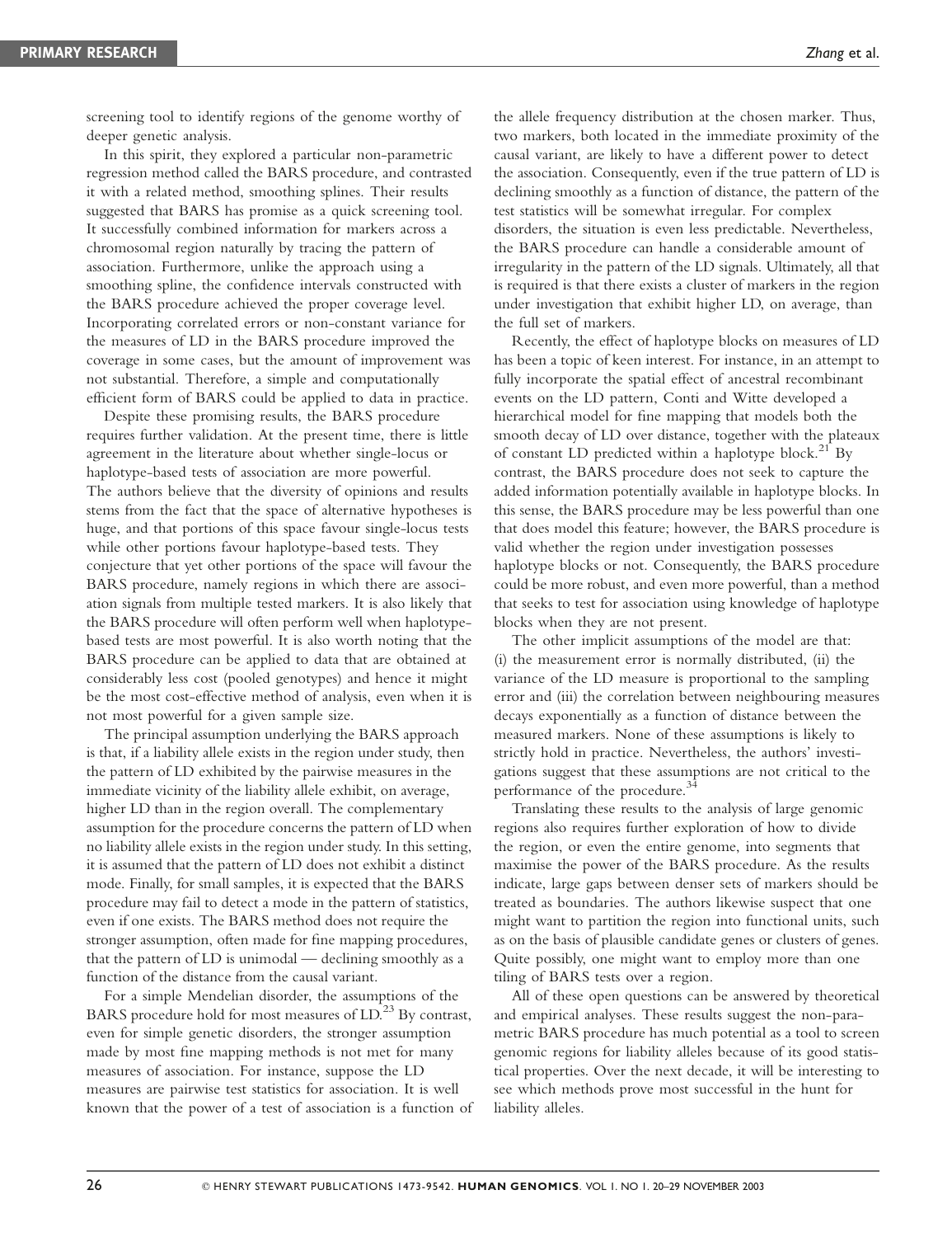screening tool to identify regions of the genome worthy of deeper genetic analysis.

In this spirit, they explored a particular non-parametric regression method called the BARS procedure, and contrasted it with a related method, smoothing splines. Their results suggested that BARS has promise as a quick screening tool. It successfully combined information for markers across a chromosomal region naturally by tracing the pattern of association. Furthermore, unlike the approach using a smoothing spline, the confidence intervals constructed with the BARS procedure achieved the proper coverage level. Incorporating correlated errors or non-constant variance for the measures of LD in the BARS procedure improved the coverage in some cases, but the amount of improvement was not substantial. Therefore, a simple and computationally efficient form of BARS could be applied to data in practice.

Despite these promising results, the BARS procedure requires further validation. At the present time, there is little agreement in the literature about whether single-locus or haplotype-based tests of association are more powerful. The authors believe that the diversity of opinions and results stems from the fact that the space of alternative hypotheses is huge, and that portions of this space favour single-locus tests while other portions favour haplotype-based tests. They conjecture that yet other portions of the space will favour the BARS procedure, namely regions in which there are association signals from multiple tested markers. It is also likely that the BARS procedure will often perform well when haplotype-based tests are most powerful. It is also worth noting that the BARS procedure can be applied to data that are obtained at considerably less cost (pooled genotypes) and hence it might be the most cost-effective method of analysis, even when it is not most powerful for a given sample size.

The principal assumption underlying the BARS approach is that, if a liability allele exists in the region under study, then the pattern of LD exhibited by the pairwise measures in the immediate vicinity of the liability allele exhibit, on average, higher LD than in the region overall. The complementary assumption for the procedure concerns the pattern of LD when no liability allele exists in the region under study. In this setting, it is assumed that the pattern of LD does not exhibit a distinct mode. Finally, for small samples, it is expected that the BARS procedure may fail to detect a mode in the pattern of statistics, even if one exists. The BARS method does not require the stronger assumption, often made for fine mapping procedures, that the pattern of LD is unimodal — declining smoothly as a function of the distance from the causal variant.

For a simple Mendelian disorder, the assumptions of the BARS procedure hold for most measures of LD.[23] By contrast, even for simple genetic disorders, the stronger assumption made by most fine mapping methods is not met for many measures of association. For instance, suppose the LD measures are pairwise test statistics for association. It is well known that the power of a test of association is a function of the allele frequency distribution at the chosen marker. Thus, two markers, both located in the immediate proximity of the causal variant, are likely to have a different power to detect the association. Consequently, even if the true pattern of LD is declining smoothly as a function of distance, the pattern of the test statistics will be somewhat irregular. For complex disorders, the situation is even less predictable. Nevertheless, the BARS procedure can handle a considerable amount of irregularity in the pattern of the LD signals. Ultimately, all that is required is that there exists a cluster of markers in the region under investigation that exhibit higher LD, on average, than the full set of markers.

Recently, the effect of haplotype blocks on measures of LD has been a topic of keen interest. For instance, in an attempt to fully incorporate the spatial effect of ancestral recombinant events on the LD pattern, Conti and Witte developed a hierarchical model for fine mapping that models both the smooth decay of LD over distance, together with the plateaux of constant LD predicted within a haplotype block.[21] By contrast, the BARS procedure does not seek to capture the added information potentially available in haplotype blocks. In this sense, the BARS procedure may be less powerful than one that does model this feature; however, the BARS procedure is valid whether the region under investigation possesses haplotype blocks or not. Consequently, the BARS procedure could be more robust, and even more powerful, than a method that seeks to test for association using knowledge of haplotype blocks when they are not present.

The other implicit assumptions of the model are that: (i) the measurement error is normally distributed, (ii) the variance of the LD measure is proportional to the sampling error and (iii) the correlation between neighbouring measures decays exponentially as a function of distance between the measured markers. None of these assumptions is likely to strictly hold in practice. Nevertheless, the authors' investigations suggest that these assumptions are not critical to the performance of the procedure.[34]

Translating these results to the analysis of large genomic regions also requires further exploration of how to divide the region, or even the entire genome, into segments that maximise the power of the BARS procedure. As the results indicate, large gaps between denser sets of markers should be treated as boundaries. The authors likewise suspect that one might want to partition the region into functional units, such as on the basis of plausible candidate genes or clusters of genes. Quite possibly, one might want to employ more than one tiling of BARS tests over a region.

All of these open questions can be answered by theoretical and empirical analyses. These results suggest the non-parametric BARS procedure has much potential as a tool to screen genomic regions for liability alleles because of its good statistical properties. Over the next decade, it will be interesting to see which methods prove most successful in the hunt for liability alleles.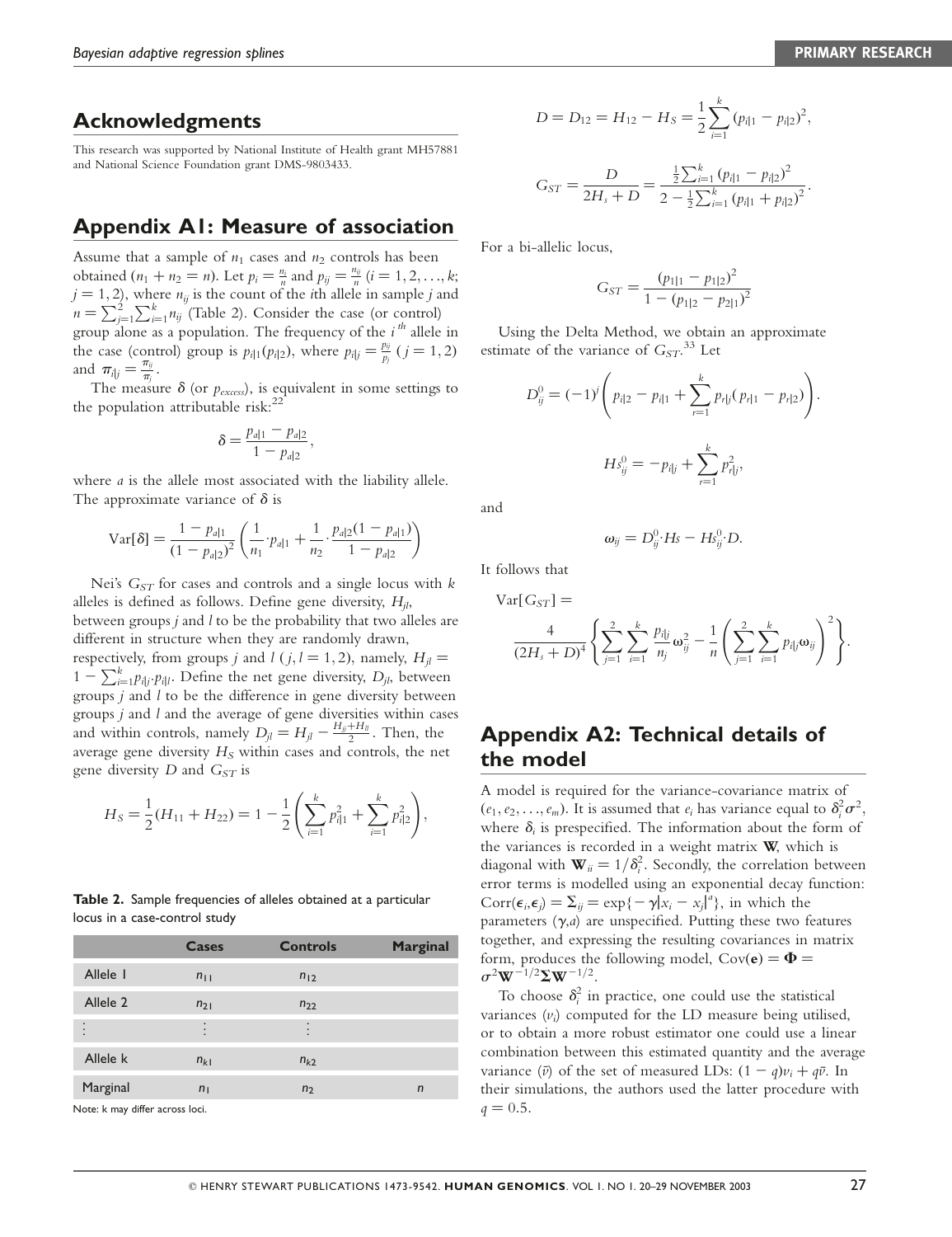## Acknowledgments

This research was supported by National Institute of Health grant MH57881 and National Science Foundation grant DMS-9803433.

## Appendix A1: Measure of association

Assume that a sample of $n_1$ cases and $n_2$ controls has been obtained ($n_1 + n_2 = n$). Let $p_i = \frac{n_i}{n}$ and $p_{ij} = \frac{n_{ij}}{n}$ ($i = 1, 2, \ldots, k$; $j = 1, 2$), where $n_{ij}$ is the count of the $i$th allele in sample $j$ and $n = \sum_{j=1}^{2}\sum_{i=1}^{k} n_{ij}$ (Table 2). Consider the case (or control) group alone as a population. The frequency of the $i^{th}$ allele in the case (control) group is $p_{i|1}(p_{i|2})$, where $p_{i|j} = \frac{p_{ij}}{p_j}$ ($j = 1, 2$) and $\pi_{i|j} = \frac{\pi_{ij}}{\pi_j}$.

The measure $\delta$ (or $p_{excess}$), is equivalent in some settings to the population attributable risk:[22]

$$\delta = \frac{p_{a|1} - p_{a|2}}{1 - p_{a|2}},$$

where $a$ is the allele most associated with the liability allele. The approximate variance of $\delta$ is

$$\mathrm{Var}[\delta] = \frac{1 - p_{a|1}}{(1 - p_{a|2})^2}\left(\frac{1}{n_1}\cdot p_{a|1} + \frac{1}{n_2}\cdot\frac{p_{a|2}(1 - p_{a|1})}{1 - p_{a|2}}\right)$$

Nei's $G_{ST}$ for cases and controls and a single locus with $k$ alleles is defined as follows. Define gene diversity, $H_{jl}$, between groups $j$ and $l$ to be the probability that two alleles are different in structure when they are randomly drawn, respectively, from groups $j$ and $l$ ($j, l = 1, 2$), namely, $H_{jl} = 1 - \sum_{i=1}^{k} p_{i|j}\cdot p_{i|l}$. Define the net gene diversity, $D_{jl}$, between groups $j$ and $l$ to be the difference in gene diversity between groups $j$ and $l$ and the average of gene diversities within cases and within controls, namely $D_{jl} = H_{jl} - \frac{H_{jj}+H_{ll}}{2}$. Then, the average gene diversity $H_S$ within cases and controls, the net gene diversity $D$ and $G_{ST}$ is

$$H_S = \frac{1}{2}(H_{11} + H_{22}) = 1 - \frac{1}{2}\left(\sum_{i=1}^{k} p_{i|1}^2 + \sum_{i=1}^{k} p_{i|2}^2\right),$$

**Table 2.** Sample frequencies of alleles obtained at a particular locus in a case-control study

| | Cases | Controls | Marginal |
|---|---|---|---|
| Allele 1 | $n_{11}$ | $n_{12}$ | |
| Allele 2 | $n_{21}$ | $n_{22}$ | |
| ⋮ | ⋮ | ⋮ | |
| Allele k | $n_{k1}$ | $n_{k2}$ | |
| Marginal | $n_1$ | $n_2$ | $n$ |

Note: k may differ across loci.

$$D = D_{12} = H_{12} - H_S = \frac{1}{2}\sum_{i=1}^{k}(p_{i|1} - p_{i|2})^2,$$

$$G_{ST} = \frac{D}{2H_s + D} = \frac{\frac{1}{2}\sum_{i=1}^{k}(p_{i|1} - p_{i|2})^2}{2 - \frac{1}{2}\sum_{i=1}^{k}(p_{i|1} + p_{i|2})^2}.$$

For a bi-allelic locus,

$$G_{ST} = \frac{(p_{1|1} - p_{1|2})^2}{1 - (p_{1|2} - p_{2|1})^2}$$

Using the Delta Method, we obtain an approximate estimate of the variance of $G_{ST}$.[33] Let

$$D_{ij}^0 = (-1)^j\left(p_{i|2} - p_{i|1} + \sum_{r=1}^{k} p_{r|j}(p_{r|1} - p_{r|2})\right).$$

$$Hs_{ij}^0 = -p_{i|j} + \sum_{r=1}^{k} p_{r|j}^2,$$

and

$$\omega_{ij} = D_{ij}^0\cdot Hs - Hs_{ij}^0\cdot D.$$

It follows that

$$\mathrm{Var}[G_{ST}] = \frac{4}{(2H_s + D)^4}\left\{\sum_{j=1}^{2}\sum_{i=1}^{k}\frac{p_{i|j}}{n_j}\omega_{ij}^2 - \frac{1}{n}\left(\sum_{j=1}^{2}\sum_{i=1}^{k} p_{i|j}\omega_{ij}\right)^2\right\}.$$

## Appendix A2: Technical details of the model

A model is required for the variance-covariance matrix of $(e_1, e_2, \ldots, e_m)$. It is assumed that $e_i$ has variance equal to $\delta_i^2\sigma^2$, where $\delta_i$ is prespecified. The information about the form of the variances is recorded in a weight matrix $\mathbf{W}$, which is diagonal with $\mathbf{W}_{ii} = 1/\delta_i^2$. Secondly, the correlation between error terms is modelled using an exponential decay function: $\mathrm{Corr}(\epsilon_i, \epsilon_j) = \Sigma_{ij} = \exp\{-\gamma|x_i - x_j|^a\}$, in which the parameters $(\gamma, a)$ are unspecified. Putting these two features together, and expressing the resulting covariances in matrix form, produces the following model, $\mathrm{Cov}(\mathbf{e}) = \mathbf{\Phi} = \sigma^2\mathbf{W}^{-1/2}\mathbf{\Sigma}\mathbf{W}^{-1/2}$.

To choose $\delta_i^2$ in practice, one could use the statistical variances ($v_i$) computed for the LD measure being utilised, or to obtain a more robust estimator one could use a linear combination between this estimated quantity and the average variance ($\bar{v}$) of the set of measured LDs: $(1 - q)v_i + q\bar{v}$. In their simulations, the authors used the latter procedure with $q = 0.5$.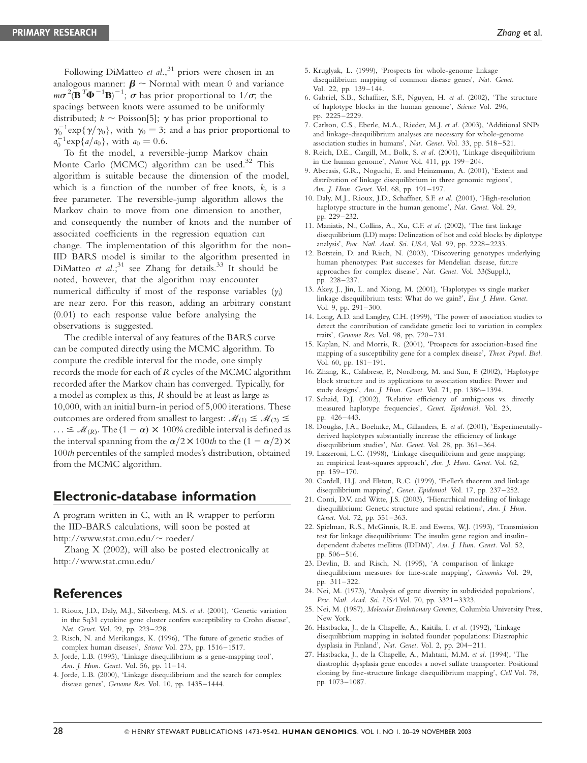Following DiMatteo *et al.*,[31] priors were chosen in an analogous manner: $\boldsymbol{\beta} \sim$ Normal with mean 0 and variance $m\sigma^2(\mathbf{B}^T\boldsymbol{\Phi}^{-1}\mathbf{B})^{-1}$; $\sigma$ has prior proportional to $1/\sigma$; the spacings between knots were assumed to be uniformly distributed; $k \sim$ Poisson[5]; $\gamma$ has prior proportional to $\gamma_0^{-1}\exp\{\gamma/\gamma_0\}$, with $\gamma_0 = 3$; and $a$ has prior proportional to $a_0^{-1}\exp\{a/a_0\}$, with $a_0 = 0.6$.

To fit the model, a reversible-jump Markov chain Monte Carlo (MCMC) algorithm can be used.[32] This algorithm is suitable because the dimension of the model, which is a function of the number of free knots, $k$, is a free parameter. The reversible-jump algorithm allows the Markov chain to move from one dimension to another, and consequently the number of knots and the number of associated coefficients in the regression equation can change. The implementation of this algorithm for the non-IID BARS model is similar to the algorithm presented in DiMatteo *et al.*;[31] see Zhang for details.[33] It should be noted, however, that the algorithm may encounter numerical difficulty if most of the response variables ($y_i$) are near zero. For this reason, adding an arbitrary constant (0.01) to each response value before analysing the observations is suggested.

The credible interval of any features of the BARS curve can be computed directly using the MCMC algorithm. To compute the credible interval for the mode, one simply records the mode for each of $R$ cycles of the MCMC algorithm recorded after the Markov chain has converged. Typically, for a model as complex as this, $R$ should be at least as large as 10,000, with an initial burn-in period of 5,000 iterations. These outcomes are ordered from smallest to largest: $\mathscr{M}_{(1)} \leq \mathscr{M}_{(2)} \leq \ldots \leq \mathscr{M}_{(R)}$. The $(1-\alpha) \times 100\%$ credible interval is defined as the interval spanning from the $\alpha/2 \times 100th$ to the $(1-\alpha/2) \times 100th$ percentiles of the sampled modes's distribution, obtained from the MCMC algorithm.

## Electronic-database information

A program written in C, with an R wrapper to perform the IID-BARS calculations, will soon be posted at http://www.stat.cmu.edu/~ roeder/

Zhang X (2002), will also be posted electronically at http://www.stat.cmu.edu/

## References

1. Rioux, J.D., Daly, M.J., Silverberg, M.S. *et al.* (2001), 'Genetic variation in the 5q31 cytokine gene cluster confers susceptibility to Crohn disease', *Nat. Genet.* Vol. 29, pp. 223–228.
2. Risch, N. and Merikangas, K. (1996), 'The future of genetic studies of complex human diseases', *Science* Vol. 273, pp. 1516–1517.
3. Jorde, L.B. (1995), 'Linkage disequilibrium as a gene-mapping tool', *Am. J. Hum. Genet.* Vol. 56, pp. 11–14.
4. Jorde, L.B. (2000), 'Linkage disequilibrium and the search for complex disease genes', *Genome Res.* Vol. 10, pp. 1435–1444.
5. Kruglyak, L. (1999), 'Prospects for whole-genome linkage disequilibrium mapping of common disease genes', *Nat. Genet.* Vol. 22, pp. 139–144.
6. Gabriel, S.B., Schaffner, S.F., Nguyen, H. *et al.* (2002), 'The structure of haplotype blocks in the human genome', *Science* Vol. 296, pp. 2225–2229.
7. Carlson, C.S., Eberle, M.A., Rieder, M.J. *et al.* (2003), 'Additional SNPs and linkage-disequilibrium analyses are necessary for whole-genome association studies in humans', *Nat. Genet.* Vol. 33, pp. 518–521.
8. Reich, D.E., Cargill, M., Bolk, S. *et al.* (2001), 'Linkage disequilibrium in the human genome', *Nature* Vol. 411, pp. 199–204.
9. Abecasis, G.R., Noguchi, E. and Heinzmann, A. (2001), 'Extent and distribution of linkage disequilibrium in three genomic regions', *Am. J. Hum. Genet.* Vol. 68, pp. 191–197.
10. Daly, M.J., Rioux, J.D., Schaffner, S.F. *et al.* (2001), 'High-resolution haplotype structure in the human genome', *Nat. Genet.* Vol. 29, pp. 229–232.
11. Maniatis, N., Collins, A., Xu, C.F. *et al.* (2002), 'The first linkage disequilibrium (LD) maps: Delineation of hot and cold blocks by diplotype analysis', *Proc. Natl. Acad. Sci. USA*, Vol. 99, pp. 2228–2233.
12. Botstein, D. and Risch, N. (2003), 'Discovering genotypes underlying human phenotypes: Past successes for Mendelian disease, future approaches for complex disease', *Nat. Genet.* Vol. 33(Suppl.), pp. 228–237.
13. Akey, J., Jin, L. and Xiong, M. (2001), 'Haplotypes vs single marker linkage disequilibrium tests: What do we gain?', *Eur. J. Hum. Genet.* Vol. 9, pp. 291–300.
14. Long, A.D. and Langley, C.H. (1999), 'The power of association studies to detect the contribution of candidate genetic loci to variation in complex traits', *Genome Res.* Vol. 98, pp. 720–731.
15. Kaplan, N. and Morris, R. (2001), 'Prospects for association-based fine mapping of a susceptibility gene for a complex disease', *Theor. Popul. Biol.* Vol. 60, pp. 181–191.
16. Zhang, K., Calabrese, P., Nordborg, M. and Sun, F. (2002), 'Haplotype block structure and its applications to association studies: Power and study designs', *Am. J. Hum. Genet.* Vol. 71, pp. 1386–1394.
17. Schaid, D.J. (2002), 'Relative efficiency of ambiguous vs. directly measured haplotype frequencies', *Genet. Epidemiol.* Vol. 23, pp. 426–443.
18. Douglas, J.A., Boehnke, M., Gillanders, E. *et al.* (2001), 'Experimentally-derived haplotypes substantially increase the efficiency of linkage disequilibrium studies', *Nat. Genet.* Vol. 28, pp. 361–364.
19. Lazzeroni, L.C. (1998), 'Linkage disequilibrium and gene mapping: an empirical least-squares approach', *Am. J. Hum. Genet.* Vol. 62, pp. 159–170.
20. Cordell, H.J. and Elston, R.C. (1999), 'Fieller's theorem and linkage disequilibrium mapping', *Genet. Epidemiol.* Vol. 17, pp. 237–252.
21. Conti, D.V. and Witte, J.S. (2003), 'Hierarchical modeling of linkage disequilibrium: Genetic structure and spatial relations', *Am. J. Hum. Genet.* Vol. 72, pp. 351–363.
22. Spielman, R.S., McGinnis, R.E. and Ewens, W.J. (1993), 'Transmission test for linkage disequilibrium: The insulin gene region and insulin-dependent diabetes mellitus (IDDM)', *Am. J. Hum. Genet.* Vol. 52, pp. 506–516.
23. Devlin, B. and Risch, N. (1995), 'A comparison of linkage disequilibrium measures for fine-scale mapping', *Genomics* Vol. 29, pp. 311–322.
24. Nei, M. (1973), 'Analysis of gene diversity in subdivided populations', *Proc. Natl. Acad. Sci. USA* Vol. 70, pp. 3321–3323.
25. Nei, M. (1987), *Molecular Evolutionary Genetics*, Columbia University Press, New York.
26. Hastbacka, J., de la Chapelle, A., Kaitila, I. *et al.* (1992), 'Linkage disequilibrium mapping in isolated founder populations: Diastrophic dysplasia in Finland', *Nat. Genet.* Vol. 2, pp. 204–211.
27. Hastbacka, J., de la Chapelle, A., Mahtani, M.M. *et al.* (1994), 'The diastrophic dysplasia gene encodes a novel sulfate transporter: Positional cloning by fine-structure linkage disequilibrium mapping', *Cell* Vol. 78, pp. 1073–1087.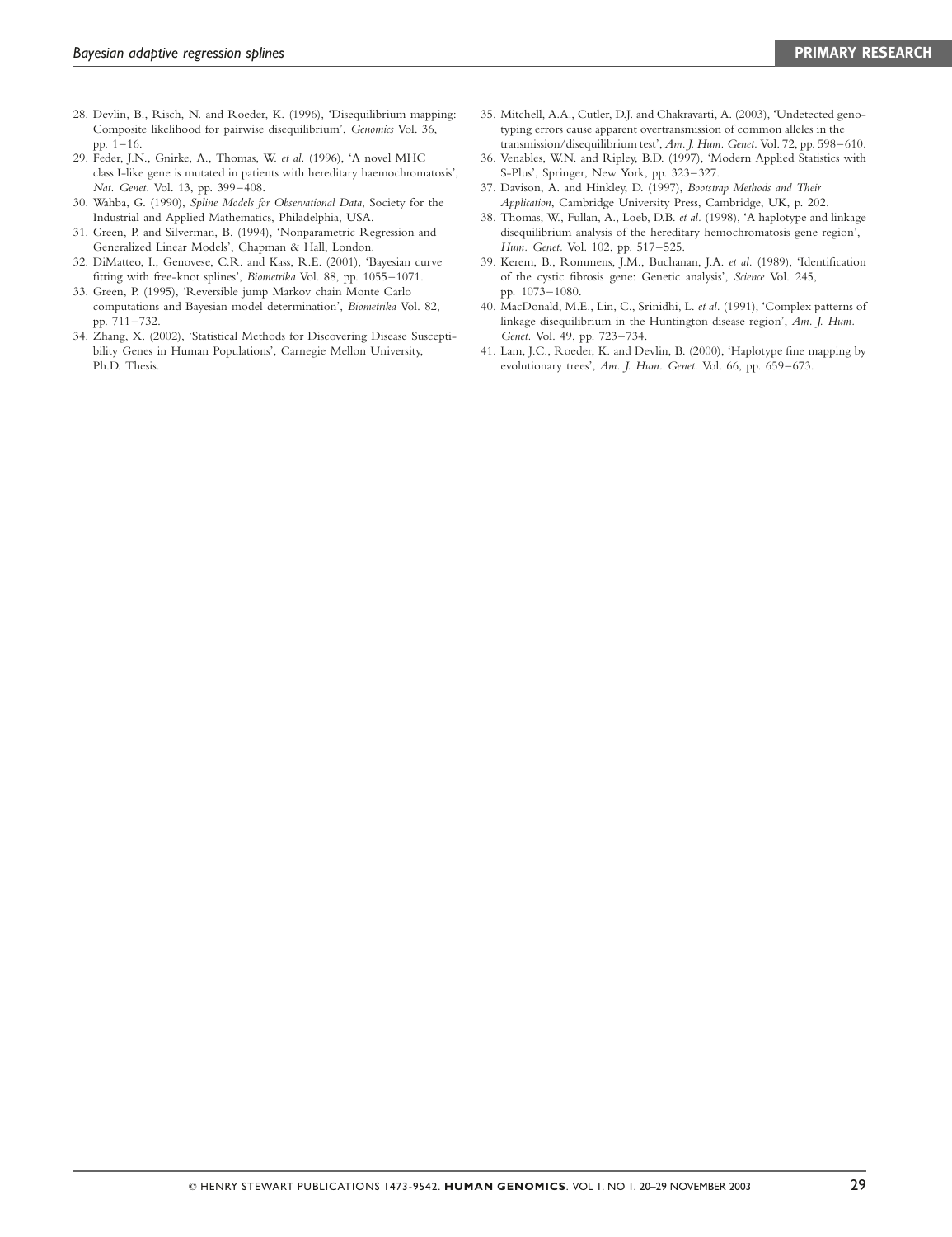28. Devlin, B., Risch, N. and Roeder, K. (1996), 'Disequilibrium mapping: Composite likelihood for pairwise disequilibrium', *Genomics* Vol. 36, pp. 1–16.
29. Feder, J.N., Gnirke, A., Thomas, W. *et al.* (1996), 'A novel MHC class I-like gene is mutated in patients with hereditary haemochromatosis', *Nat. Genet.* Vol. 13, pp. 399–408.
30. Wahba, G. (1990), *Spline Models for Observational Data*, Society for the Industrial and Applied Mathematics, Philadelphia, USA.
31. Green, P. and Silverman, B. (1994), 'Nonparametric Regression and Generalized Linear Models', Chapman & Hall, London.
32. DiMatteo, I., Genovese, C.R. and Kass, R.E. (2001), 'Bayesian curve fitting with free-knot splines', *Biometrika* Vol. 88, pp. 1055–1071.
33. Green, P. (1995), 'Reversible jump Markov chain Monte Carlo computations and Bayesian model determination', *Biometrika* Vol. 82, pp. 711–732.
34. Zhang, X. (2002), 'Statistical Methods for Discovering Disease Susceptibility Genes in Human Populations', Carnegie Mellon University, Ph.D. Thesis.
35. Mitchell, A.A., Cutler, D.J. and Chakravarti, A. (2003), 'Undetected genotyping errors cause apparent overtransmission of common alleles in the transmission/disequilibrium test', *Am. J. Hum. Genet.* Vol. 72, pp. 598–610.
36. Venables, W.N. and Ripley, B.D. (1997), 'Modern Applied Statistics with S-Plus', Springer, New York, pp. 323–327.
37. Davison, A. and Hinkley, D. (1997), *Bootstrap Methods and Their Application*, Cambridge University Press, Cambridge, UK, p. 202.
38. Thomas, W., Fullan, A., Loeb, D.B. *et al.* (1998), 'A haplotype and linkage disequilibrium analysis of the hereditary hemochromatosis gene region', *Hum. Genet.* Vol. 102, pp. 517–525.
39. Kerem, B., Rommens, J.M., Buchanan, J.A. *et al.* (1989), 'Identification of the cystic fibrosis gene: Genetic analysis', *Science* Vol. 245, pp. 1073–1080.
40. MacDonald, M.E., Lin, C., Srinidhi, L. *et al.* (1991), 'Complex patterns of linkage disequilibrium in the Huntington disease region', *Am. J. Hum. Genet.* Vol. 49, pp. 723–734.
41. Lam, J.C., Roeder, K. and Devlin, B. (2000), 'Haplotype fine mapping by evolutionary trees', *Am. J. Hum. Genet.* Vol. 66, pp. 659–673.